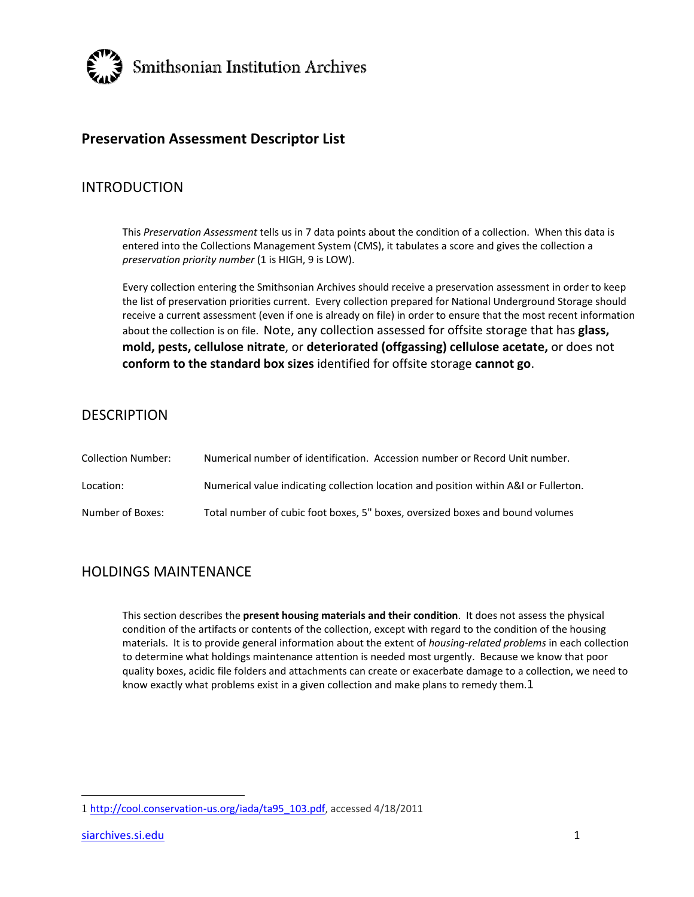Smithsonian Institution Archives

# Preservation Assessment Descriptor List

## INTRODUCTION

This *Preservation Assessment* tells us in 7 data points about the condition of a collection. When this data is entered into the Collections Management System (CMS), it tabulates a score and gives the collection a *preservation priority number* (1 is HIGH, 9 is LOW).

Every collection entering the Smithsonian Archives should receive a preservation assessment in order to keep the list of preservation priorities current. Every collection prepared for National Underground Storage should receive a current assessment (even if one is already on file) in order to ensure that the most recent information about the collection is on file. Note, any collection assessed for offsite storage that has **glass, mold, pests, cellulose nitrate**, or **deteriorated (offgassing) cellulose acetate,** or does not **conform to the standard box sizes** identified for offsite storage **cannot go**.

## DESCRIPTION

| | |
|---|---|
| Collection Number: | Numerical number of identification. Accession number or Record Unit number. |
| Location: | Numerical value indicating collection location and position within A&I or Fullerton. |
| Number of Boxes: | Total number of cubic foot boxes, 5" boxes, oversized boxes and bound volumes |

## HOLDINGS MAINTENANCE

This section describes the **present housing materials and their condition**. It does not assess the physical condition of the artifacts or contents of the collection, except with regard to the condition of the housing materials. It is to provide general information about the extent of *housing-related problems* in each collection to determine what holdings maintenance attention is needed most urgently. Because we know that poor quality boxes, acidic file folders and attachments can create or exacerbate damage to a collection, we need to know exactly what problems exist in a given collection and make plans to remedy them.[1]

---

1 http://cool.conservation-us.org/iada/ta95_103.pdf, accessed 4/18/2011

siarchives.si.edu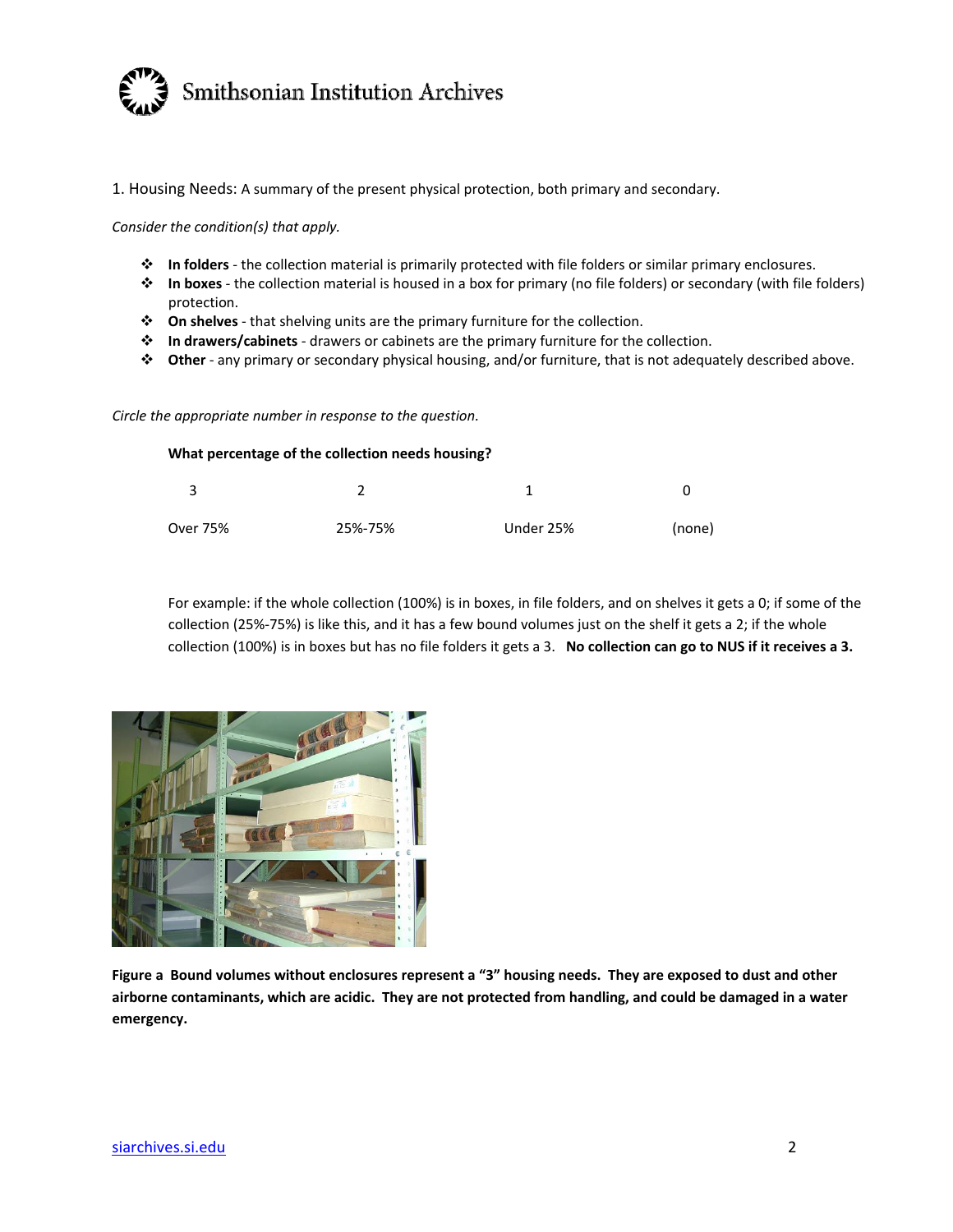1. Housing Needs: A summary of the present physical protection, both primary and secondary.

*Consider the condition(s) that apply.*

- **In folders** - the collection material is primarily protected with file folders or similar primary enclosures.
- **In boxes** - the collection material is housed in a box for primary (no file folders) or secondary (with file folders) protection.
- **On shelves** - that shelving units are the primary furniture for the collection.
- **In drawers/cabinets** - drawers or cabinets are the primary furniture for the collection.
- **Other** - any primary or secondary physical housing, and/or furniture, that is not adequately described above.

*Circle the appropriate number in response to the question.*

**What percentage of the collection needs housing?**

| 3 | 2 | 1 | 0 |
|---|---|---|---|
| Over 75% | 25%-75% | Under 25% | (none) |

For example: if the whole collection (100%) is in boxes, in file folders, and on shelves it gets a 0; if some of the collection (25%-75%) is like this, and it has a few bound volumes just on the shelf it gets a 2; if the whole collection (100%) is in boxes but has no file folders it gets a 3. **No collection can go to NUS if it receives a 3.**

**Figure a Bound volumes without enclosures represent a "3" housing needs. They are exposed to dust and other airborne contaminants, which are acidic. They are not protected from handling, and could be damaged in a water emergency.**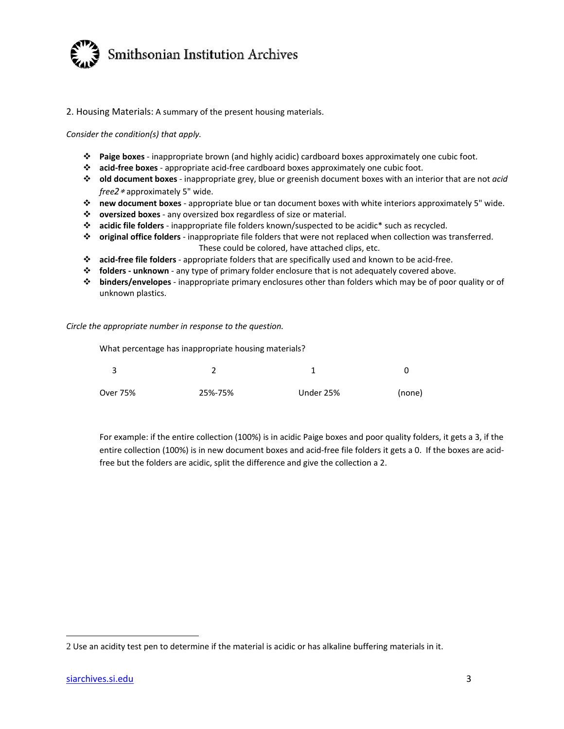2. Housing Materials: A summary of the present housing materials.

*Consider the condition(s) that apply.*

- **Paige boxes** - inappropriate brown (and highly acidic) cardboard boxes approximately one cubic foot.
- **acid-free boxes** - appropriate acid-free cardboard boxes approximately one cubic foot.
- **old document boxes** - inappropriate grey, blue or greenish document boxes with an interior that are not *acid free2* * approximately 5" wide.
- **new document boxes** - appropriate blue or tan document boxes with white interiors approximately 5" wide.
- **oversized boxes** - any oversized box regardless of size or material.
- **acidic file folders** - inappropriate file folders known/suspected to be acidic* such as recycled.
- **original office folders** - inappropriate file folders that were not replaced when collection was transferred. These could be colored, have attached clips, etc.
- **acid-free file folders** - appropriate folders that are specifically used and known to be acid-free.
- **folders - unknown** - any type of primary folder enclosure that is not adequately covered above.
- **binders/envelopes** - inappropriate primary enclosures other than folders which may be of poor quality or of unknown plastics.

*Circle the appropriate number in response to the question.*

What percentage has inappropriate housing materials?

| 3 | 2 | 1 | 0 |
|---|---|---|---|
| Over 75% | 25%-75% | Under 25% | (none) |

For example: if the entire collection (100%) is in acidic Paige boxes and poor quality folders, it gets a 3, if the entire collection (100%) is in new document boxes and acid-free file folders it gets a 0. If the boxes are acid-free but the folders are acidic, split the difference and give the collection a 2.

2 Use an acidity test pen to determine if the material is acidic or has alkaline buffering materials in it.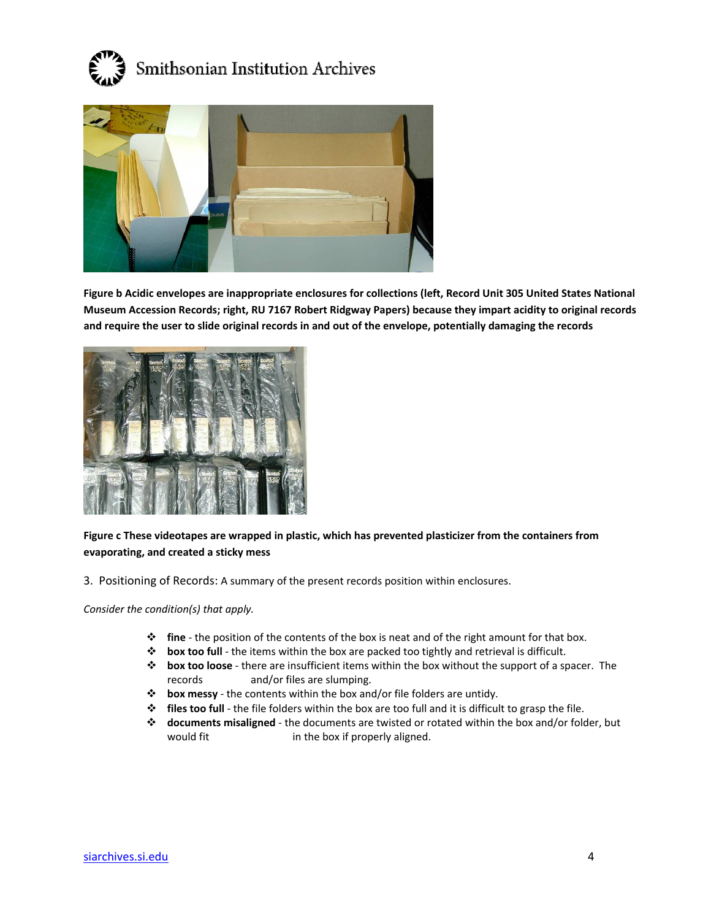**Figure b Acidic envelopes are inappropriate enclosures for collections (left, Record Unit 305 United States National Museum Accession Records; right, RU 7167 Robert Ridgway Papers) because they impart acidity to original records and require the user to slide original records in and out of the envelope, potentially damaging the records**

**Figure c These videotapes are wrapped in plastic, which has prevented plasticizer from the containers from evaporating, and created a sticky mess**

3. Positioning of Records: A summary of the present records position within enclosures.

*Consider the condition(s) that apply.*

- **fine** - the position of the contents of the box is neat and of the right amount for that box.
- **box too full** - the items within the box are packed too tightly and retrieval is difficult.
- **box too loose** - there are insufficient items within the box without the support of a spacer. The records and/or files are slumping.
- **box messy** - the contents within the box and/or file folders are untidy.
- **files too full** - the file folders within the box are too full and it is difficult to grasp the file.
- **documents misaligned** - the documents are twisted or rotated within the box and/or folder, but would fit in the box if properly aligned.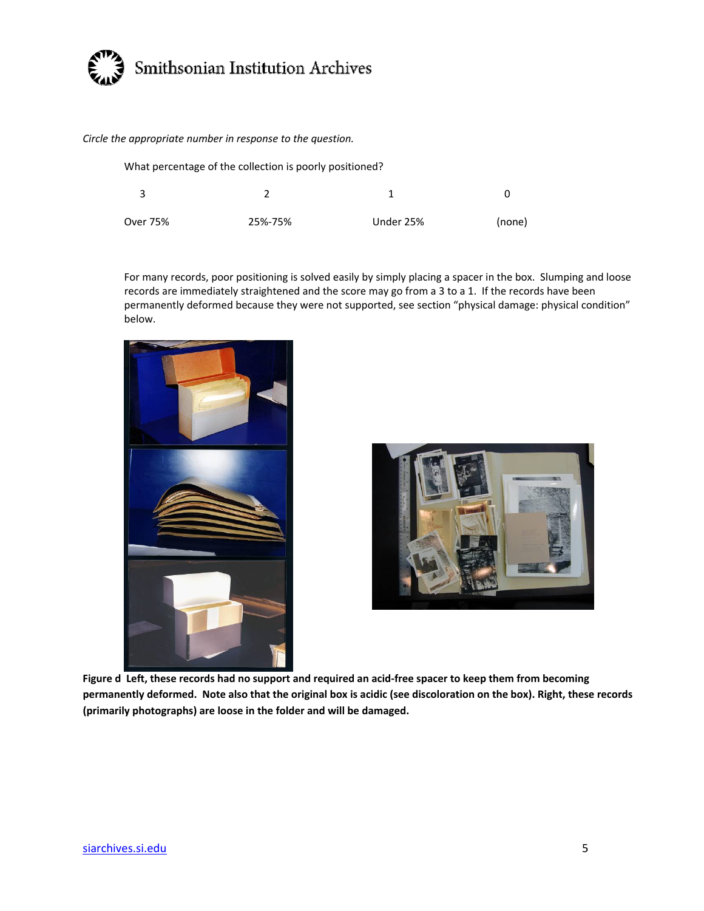*Circle the appropriate number in response to the question.*

What percentage of the collection is poorly positioned?

| 3 | 2 | 1 | 0 |
|---|---|---|---|
| Over 75% | 25%-75% | Under 25% | (none) |

For many records, poor positioning is solved easily by simply placing a spacer in the box. Slumping and loose records are immediately straightened and the score may go from a 3 to a 1. If the records have been permanently deformed because they were not supported, see section "physical damage: physical condition" below.

**Figure d Left, these records had no support and required an acid-free spacer to keep them from becoming permanently deformed. Note also that the original box is acidic (see discoloration on the box). Right, these records (primarily photographs) are loose in the folder and will be damaged.**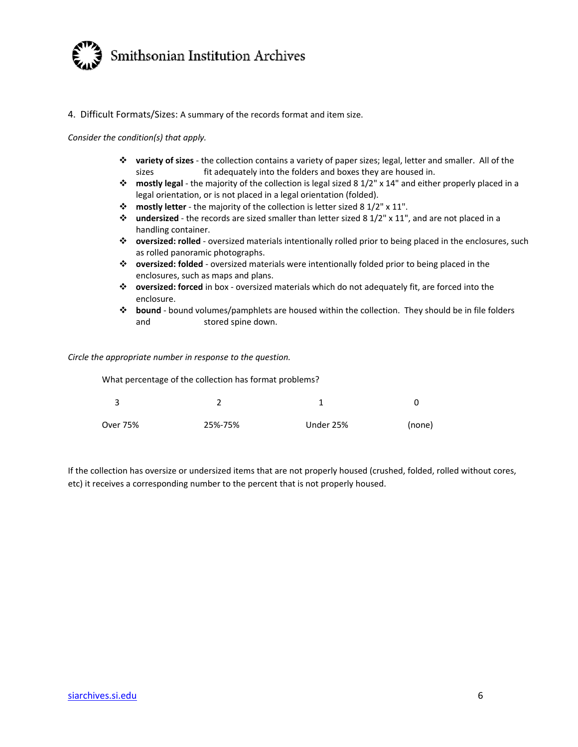4. Difficult Formats/Sizes: A summary of the records format and item size.

*Consider the condition(s) that apply.*

- **variety of sizes** - the collection contains a variety of paper sizes; legal, letter and smaller. All of the sizes fit adequately into the folders and boxes they are housed in.
- **mostly legal** - the majority of the collection is legal sized 8 1/2" x 14" and either properly placed in a legal orientation, or is not placed in a legal orientation (folded).
- **mostly letter** - the majority of the collection is letter sized 8 1/2" x 11".
- **undersized** - the records are sized smaller than letter sized 8 1/2" x 11", and are not placed in a handling container.
- **oversized: rolled** - oversized materials intentionally rolled prior to being placed in the enclosures, such as rolled panoramic photographs.
- **oversized: folded** - oversized materials were intentionally folded prior to being placed in the enclosures, such as maps and plans.
- **oversized: forced** in box - oversized materials which do not adequately fit, are forced into the enclosure.
- **bound** - bound volumes/pamphlets are housed within the collection. They should be in file folders and stored spine down.

*Circle the appropriate number in response to the question.*

What percentage of the collection has format problems?

| 3 | 2 | 1 | 0 |
|---|---|---|---|
| Over 75% | 25%-75% | Under 25% | (none) |

If the collection has oversize or undersized items that are not properly housed (crushed, folded, rolled without cores, etc) it receives a corresponding number to the percent that is not properly housed.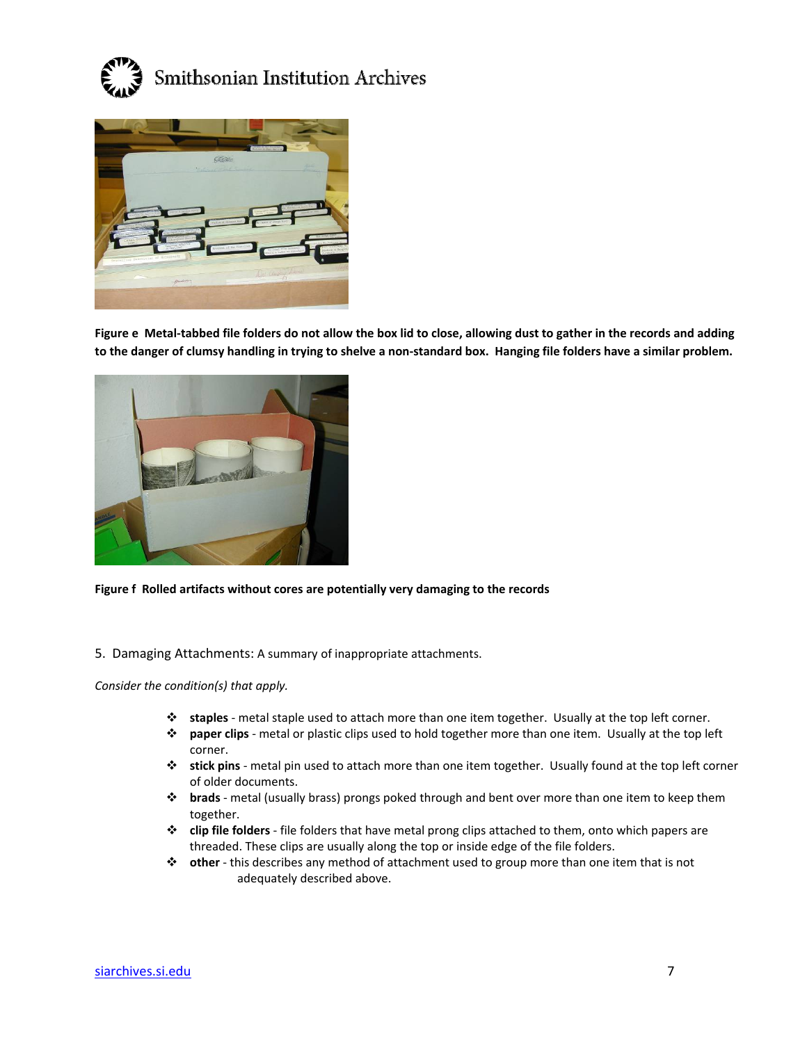**Figure e Metal-tabbed file folders do not allow the box lid to close, allowing dust to gather in the records and adding to the danger of clumsy handling in trying to shelve a non-standard box. Hanging file folders have a similar problem.**

**Figure f Rolled artifacts without cores are potentially very damaging to the records**

5. Damaging Attachments: A summary of inappropriate attachments.

*Consider the condition(s) that apply.*

- **staples** - metal staple used to attach more than one item together. Usually at the top left corner.
- **paper clips** - metal or plastic clips used to hold together more than one item. Usually at the top left corner.
- **stick pins** - metal pin used to attach more than one item together. Usually found at the top left corner of older documents.
- **brads** - metal (usually brass) prongs poked through and bent over more than one item to keep them together.
- **clip file folders** - file folders that have metal prong clips attached to them, onto which papers are threaded. These clips are usually along the top or inside edge of the file folders.
- **other** - this describes any method of attachment used to group more than one item that is not adequately described above.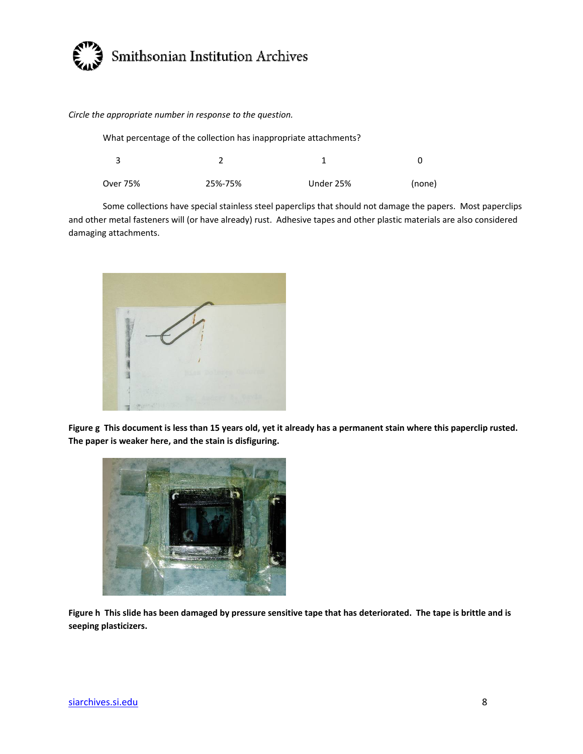*Circle the appropriate number in response to the question.*

What percentage of the collection has inappropriate attachments?

| 3 | 2 | 1 | 0 |
|---|---|---|---|
| Over 75% | 25%-75% | Under 25% | (none) |

Some collections have special stainless steel paperclips that should not damage the papers. Most paperclips and other metal fasteners will (or have already) rust. Adhesive tapes and other plastic materials are also considered damaging attachments.

**Figure g This document is less than 15 years old, yet it already has a permanent stain where this paperclip rusted. The paper is weaker here, and the stain is disfiguring.**

**Figure h This slide has been damaged by pressure sensitive tape that has deteriorated. The tape is brittle and is seeping plasticizers.**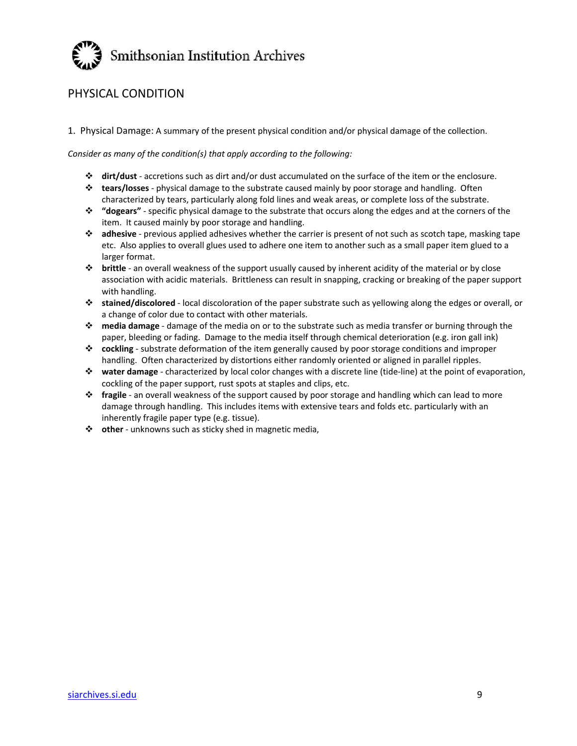## PHYSICAL CONDITION

1. Physical Damage: A summary of the present physical condition and/or physical damage of the collection.

*Consider as many of the condition(s) that apply according to the following:*

- **dirt/dust** - accretions such as dirt and/or dust accumulated on the surface of the item or the enclosure.
- **tears/losses** - physical damage to the substrate caused mainly by poor storage and handling. Often characterized by tears, particularly along fold lines and weak areas, or complete loss of the substrate.
- **"dogears"** - specific physical damage to the substrate that occurs along the edges and at the corners of the item. It caused mainly by poor storage and handling.
- **adhesive** - previous applied adhesives whether the carrier is present of not such as scotch tape, masking tape etc. Also applies to overall glues used to adhere one item to another such as a small paper item glued to a larger format.
- **brittle** - an overall weakness of the support usually caused by inherent acidity of the material or by close association with acidic materials. Brittleness can result in snapping, cracking or breaking of the paper support with handling.
- **stained/discolored** - local discoloration of the paper substrate such as yellowing along the edges or overall, or a change of color due to contact with other materials.
- **media damage** - damage of the media on or to the substrate such as media transfer or burning through the paper, bleeding or fading. Damage to the media itself through chemical deterioration (e.g. iron gall ink)
- **cockling** - substrate deformation of the item generally caused by poor storage conditions and improper handling. Often characterized by distortions either randomly oriented or aligned in parallel ripples.
- **water damage** - characterized by local color changes with a discrete line (tide-line) at the point of evaporation, cockling of the paper support, rust spots at staples and clips, etc.
- **fragile** - an overall weakness of the support caused by poor storage and handling which can lead to more damage through handling. This includes items with extensive tears and folds etc. particularly with an inherently fragile paper type (e.g. tissue).
- **other** - unknowns such as sticky shed in magnetic media,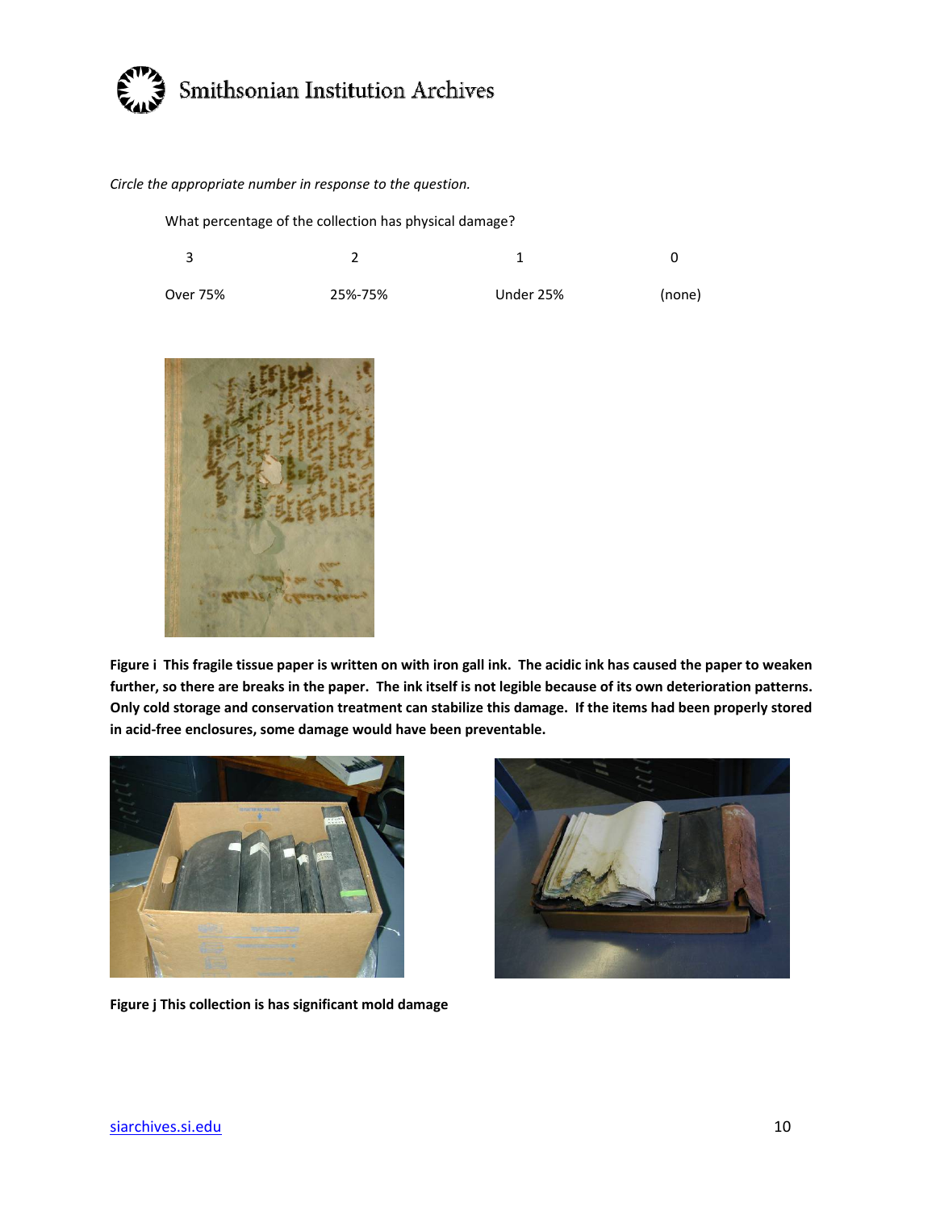*Circle the appropriate number in response to the question.*

What percentage of the collection has physical damage?

| 3 | 2 | 1 | 0 |
|---|---|---|---|
| Over 75% | 25%-75% | Under 25% | (none) |

**Figure i This fragile tissue paper is written on with iron gall ink. The acidic ink has caused the paper to weaken further, so there are breaks in the paper. The ink itself is not legible because of its own deterioration patterns. Only cold storage and conservation treatment can stabilize this damage. If the items had been properly stored in acid-free enclosures, some damage would have been preventable.**

**Figure j This collection is has significant mold damage**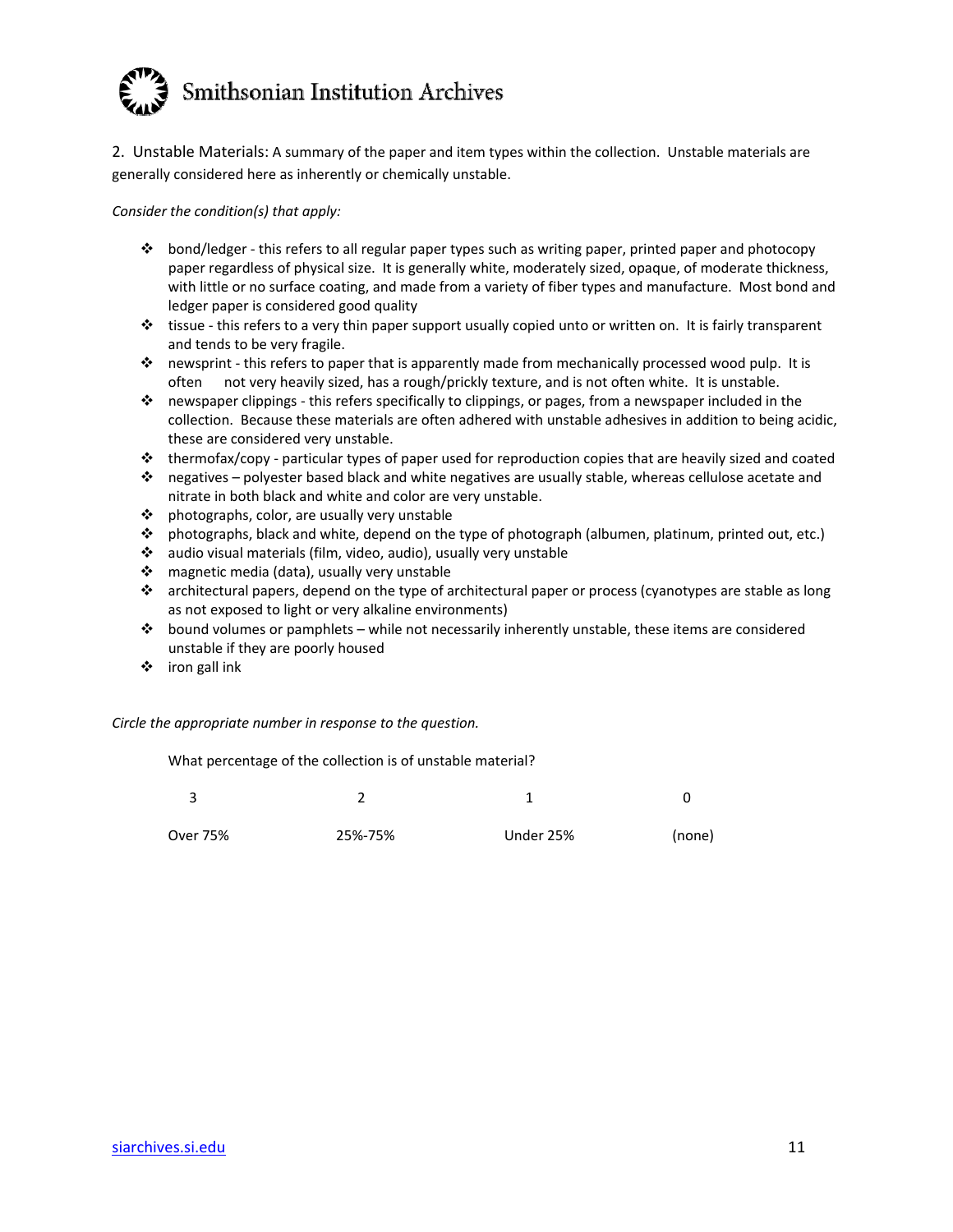2. Unstable Materials: A summary of the paper and item types within the collection. Unstable materials are generally considered here as inherently or chemically unstable.

*Consider the condition(s) that apply:*

- bond/ledger - this refers to all regular paper types such as writing paper, printed paper and photocopy paper regardless of physical size. It is generally white, moderately sized, opaque, of moderate thickness, with little or no surface coating, and made from a variety of fiber types and manufacture. Most bond and ledger paper is considered good quality
- tissue - this refers to a very thin paper support usually copied unto or written on. It is fairly transparent and tends to be very fragile.
- newsprint - this refers to paper that is apparently made from mechanically processed wood pulp. It is often not very heavily sized, has a rough/prickly texture, and is not often white. It is unstable.
- newspaper clippings - this refers specifically to clippings, or pages, from a newspaper included in the collection. Because these materials are often adhered with unstable adhesives in addition to being acidic, these are considered very unstable.
- thermofax/copy - particular types of paper used for reproduction copies that are heavily sized and coated
- negatives – polyester based black and white negatives are usually stable, whereas cellulose acetate and nitrate in both black and white and color are very unstable.
- photographs, color, are usually very unstable
- photographs, black and white, depend on the type of photograph (albumen, platinum, printed out, etc.)
- audio visual materials (film, video, audio), usually very unstable
- magnetic media (data), usually very unstable
- architectural papers, depend on the type of architectural paper or process (cyanotypes are stable as long as not exposed to light or very alkaline environments)
- bound volumes or pamphlets – while not necessarily inherently unstable, these items are considered unstable if they are poorly housed
- iron gall ink

*Circle the appropriate number in response to the question.*

What percentage of the collection is of unstable material?

| 3 | 2 | 1 | 0 |
|---|---|---|---|
| Over 75% | 25%-75% | Under 25% | (none) |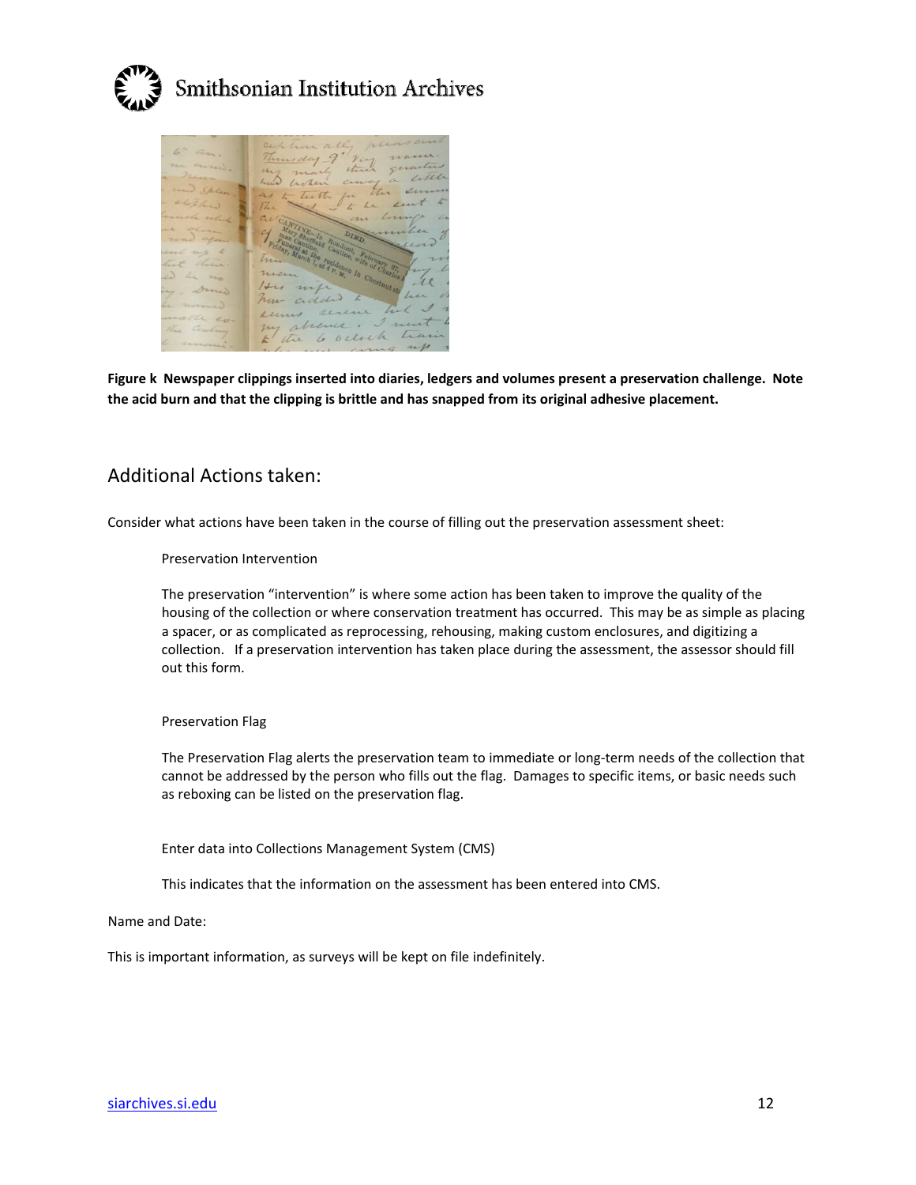**Figure k Newspaper clippings inserted into diaries, ledgers and volumes present a preservation challenge. Note the acid burn and that the clipping is brittle and has snapped from its original adhesive placement.**

## Additional Actions taken:

Consider what actions have been taken in the course of filling out the preservation assessment sheet:

Preservation Intervention

The preservation "intervention" is where some action has been taken to improve the quality of the housing of the collection or where conservation treatment has occurred. This may be as simple as placing a spacer, or as complicated as reprocessing, rehousing, making custom enclosures, and digitizing a collection. If a preservation intervention has taken place during the assessment, the assessor should fill out this form.

Preservation Flag

The Preservation Flag alerts the preservation team to immediate or long-term needs of the collection that cannot be addressed by the person who fills out the flag. Damages to specific items, or basic needs such as reboxing can be listed on the preservation flag.

Enter data into Collections Management System (CMS)

This indicates that the information on the assessment has been entered into CMS.

Name and Date:

This is important information, as surveys will be kept on file indefinitely.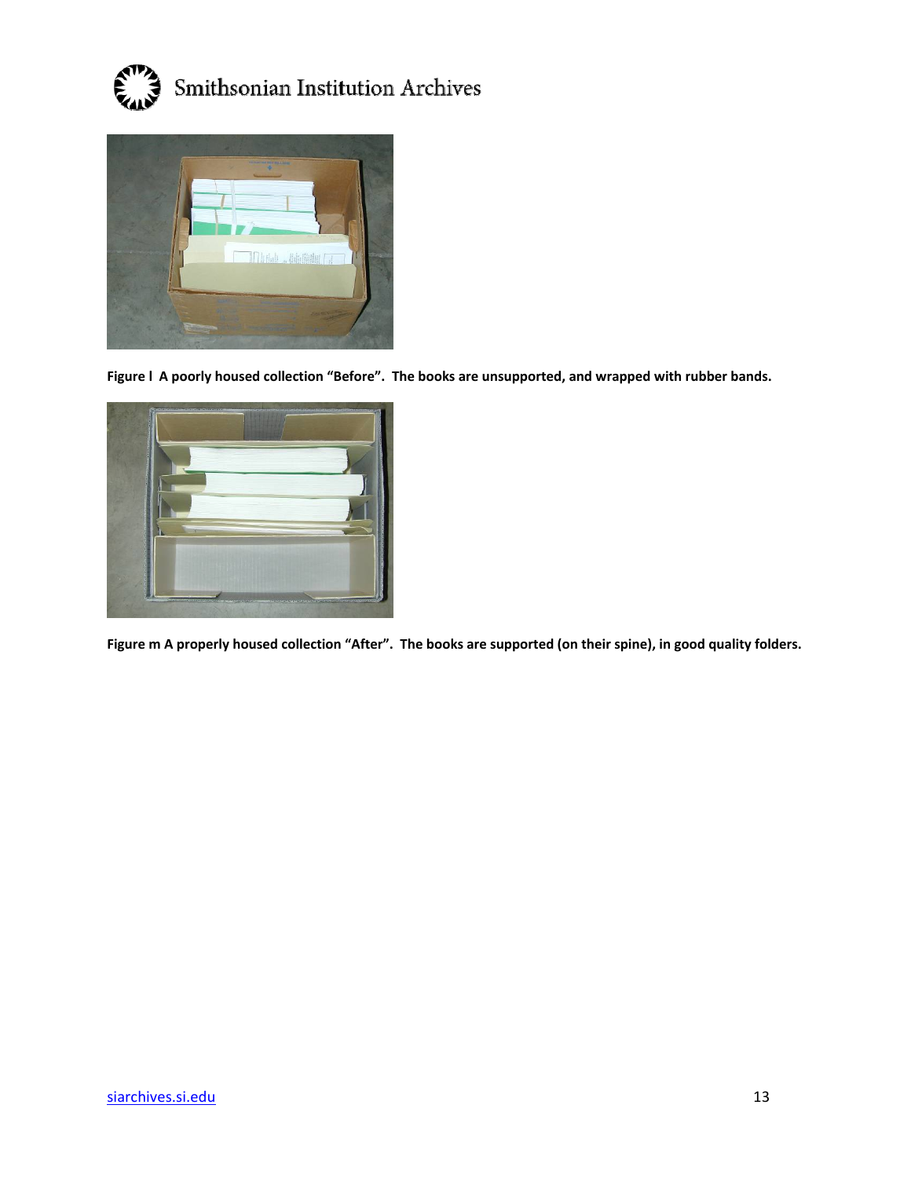**Figure l A poorly housed collection "Before". The books are unsupported, and wrapped with rubber bands.**

**Figure m A properly housed collection "After". The books are supported (on their spine), in good quality folders.**